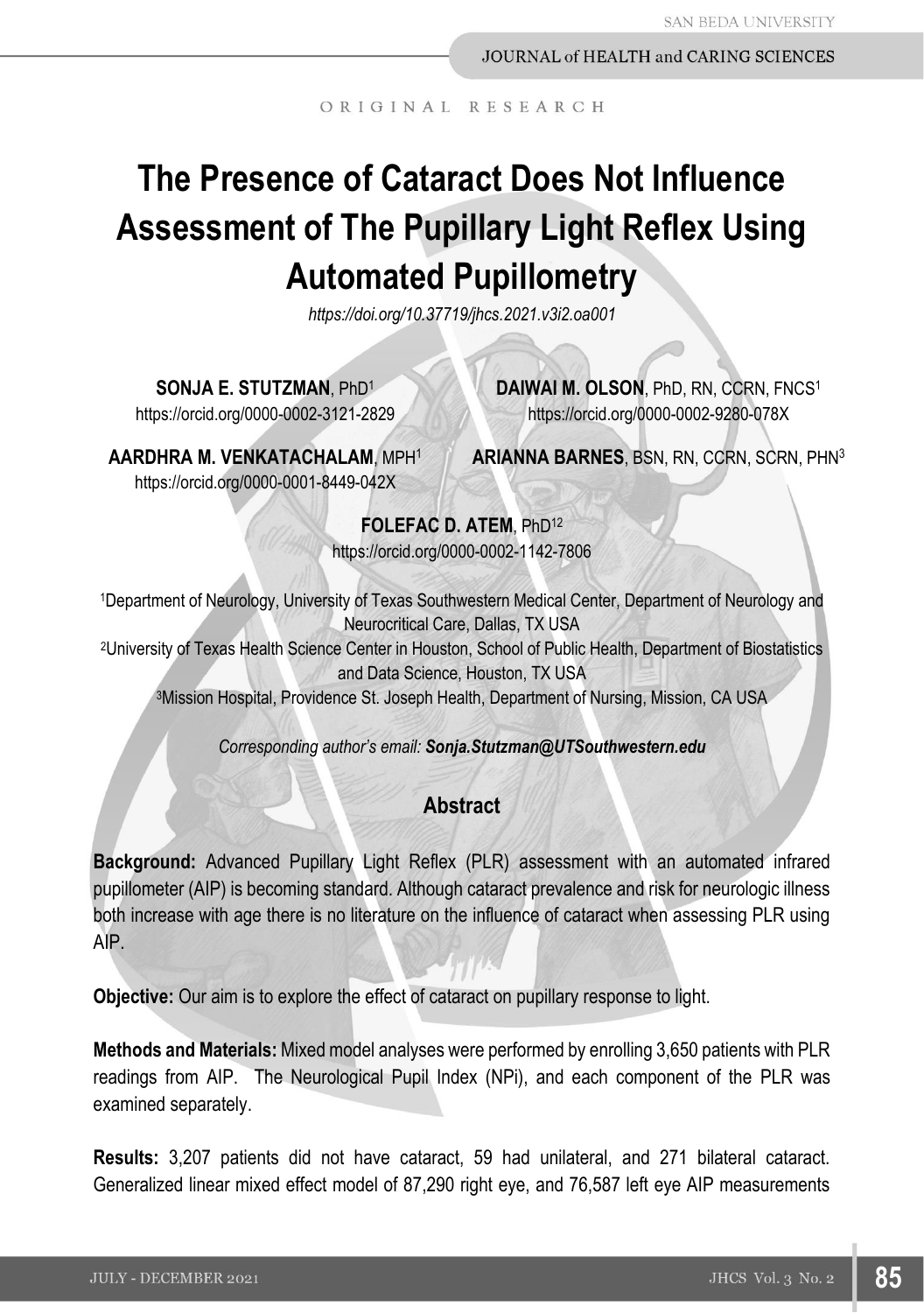ORIGINAL RESEARCH

# The Presence of Cataract Does Not Influence Assessment of The Pupillary Light Reflex Using Automated Pupillometry

*https://doi.org/10.37719/jhcs.2021.v3i2.oa001*

**SONJA E. STUTZMAN**, PhD[1]
https://orcid.org/0000-0002-3121-2829

**DAIWAI M. OLSON**, PhD, RN, CCRN, FNCS[1]
https://orcid.org/0000-0002-9280-078X

**AARDHRA M. VENKATACHALAM**, MPH[1]
https://orcid.org/0000-0001-8449-042X

**ARIANNA BARNES**, BSN, RN, CCRN, SCRN, PHN[3]

**FOLEFAC D. ATEM**, PhD[12]
https://orcid.org/0000-0002-1142-7806

[1]Department of Neurology, University of Texas Southwestern Medical Center, Department of Neurology and Neurocritical Care, Dallas, TX USA
[2]University of Texas Health Science Center in Houston, School of Public Health, Department of Biostatistics and Data Science, Houston, TX USA
[3]Mission Hospital, Providence St. Joseph Health, Department of Nursing, Mission, CA USA

*Corresponding author's email: **Sonja.Stutzman@UTSouthwestern.edu***

## Abstract

**Background:** Advanced Pupillary Light Reflex (PLR) assessment with an automated infrared pupillometer (AIP) is becoming standard. Although cataract prevalence and risk for neurologic illness both increase with age there is no literature on the influence of cataract when assessing PLR using AIP.

**Objective:** Our aim is to explore the effect of cataract on pupillary response to light.

**Methods and Materials:** Mixed model analyses were performed by enrolling 3,650 patients with PLR readings from AIP. The Neurological Pupil Index (NPi), and each component of the PLR was examined separately.

**Results:** 3,207 patients did not have cataract, 59 had unilateral, and 271 bilateral cataract. Generalized linear mixed effect model of 87,290 right eye, and 76,587 left eye AIP measurements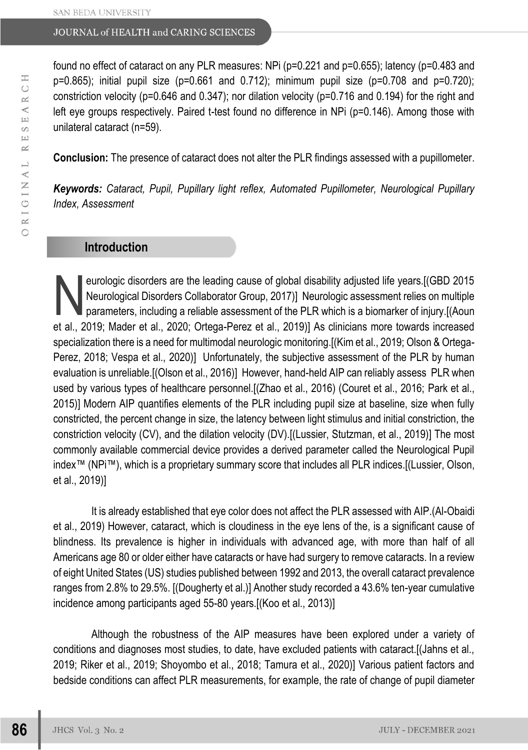found no effect of cataract on any PLR measures: NPi (p=0.221 and p=0.655); latency (p=0.483 and p=0.865); initial pupil size (p=0.661 and 0.712); minimum pupil size (p=0.708 and p=0.720); constriction velocity (p=0.646 and 0.347); nor dilation velocity (p=0.716 and 0.194) for the right and left eye groups respectively. Paired t-test found no difference in NPi (p=0.146). Among those with unilateral cataract (n=59).

**Conclusion:** The presence of cataract does not alter the PLR findings assessed with a pupillometer.

***Keywords:*** *Cataract, Pupil, Pupillary light reflex, Automated Pupillometer, Neurological Pupillary Index, Assessment*

## Introduction

Neurologic disorders are the leading cause of global disability adjusted life years.[(GBD 2015 Neurological Disorders Collaborator Group, 2017)] Neurologic assessment relies on multiple parameters, including a reliable assessment of the PLR which is a biomarker of injury.[(Aoun et al., 2019; Mader et al., 2020; Ortega-Perez et al., 2019)] As clinicians more towards increased specialization there is a need for multimodal neurologic monitoring.[(Kim et al., 2019; Olson & Ortega-Perez, 2018; Vespa et al., 2020)] Unfortunately, the subjective assessment of the PLR by human evaluation is unreliable.[(Olson et al., 2016)] However, hand-held AIP can reliably assess PLR when used by various types of healthcare personnel.[(Zhao et al., 2016) (Couret et al., 2016; Park et al., 2015)] Modern AIP quantifies elements of the PLR including pupil size at baseline, size when fully constricted, the percent change in size, the latency between light stimulus and initial constriction, the constriction velocity (CV), and the dilation velocity (DV).[(Lussier, Stutzman, et al., 2019)] The most commonly available commercial device provides a derived parameter called the Neurological Pupil index™ (NPi™), which is a proprietary summary score that includes all PLR indices.[(Lussier, Olson, et al., 2019)]

It is already established that eye color does not affect the PLR assessed with AIP.(Al-Obaidi et al., 2019) However, cataract, which is cloudiness in the eye lens of the, is a significant cause of blindness. Its prevalence is higher in individuals with advanced age, with more than half of all Americans age 80 or older either have cataracts or have had surgery to remove cataracts. In a review of eight United States (US) studies published between 1992 and 2013, the overall cataract prevalence ranges from 2.8% to 29.5%. [(Dougherty et al.)] Another study recorded a 43.6% ten-year cumulative incidence among participants aged 55-80 years.[(Koo et al., 2013)]

Although the robustness of the AIP measures have been explored under a variety of conditions and diagnoses most studies, to date, have excluded patients with cataract.[(Jahns et al., 2019; Riker et al., 2019; Shoyombo et al., 2018; Tamura et al., 2020)] Various patient factors and bedside conditions can affect PLR measurements, for example, the rate of change of pupil diameter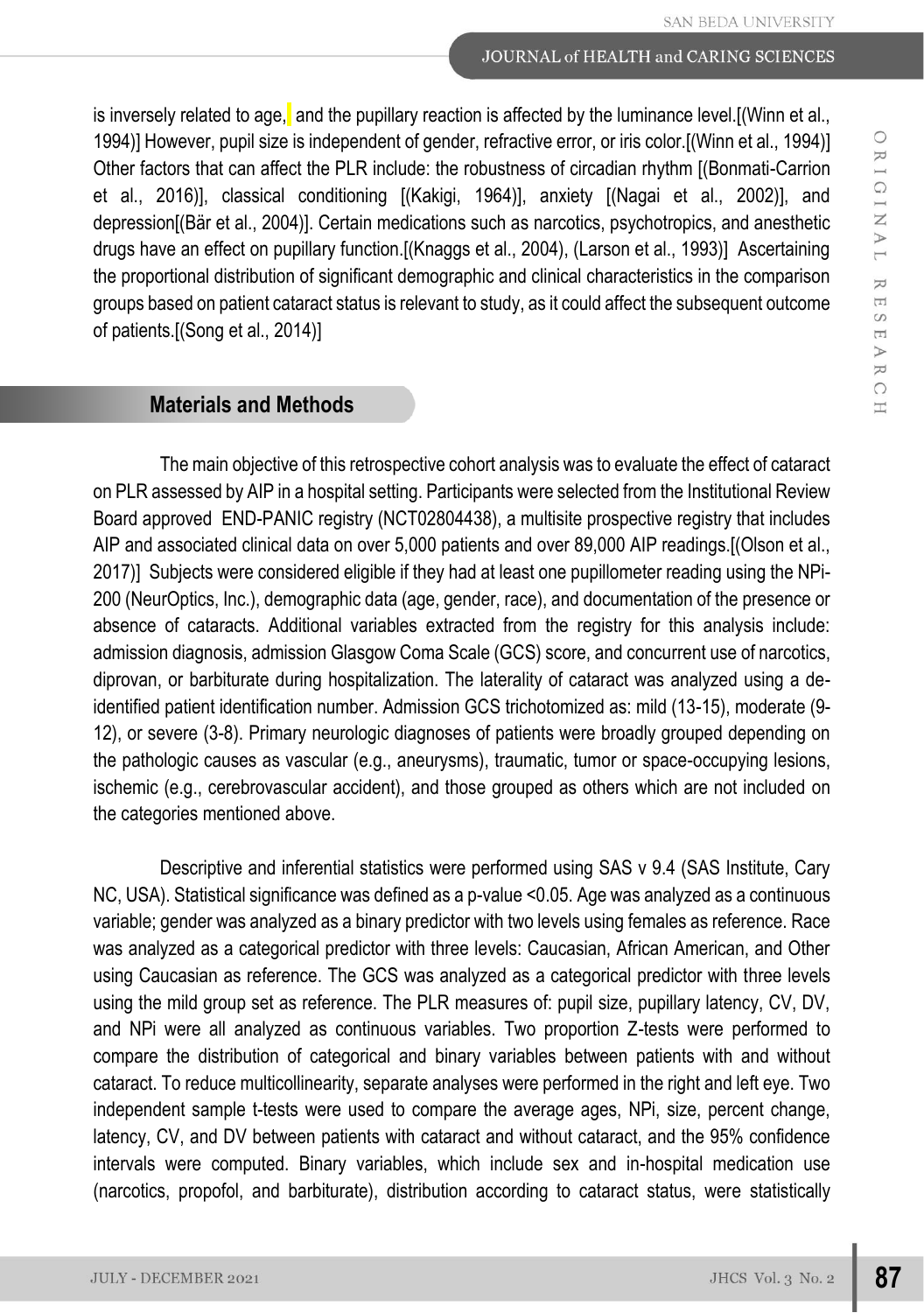is inversely related to age, and the pupillary reaction is affected by the luminance level.[(Winn et al., 1994)] However, pupil size is independent of gender, refractive error, or iris color.[(Winn et al., 1994)] Other factors that can affect the PLR include: the robustness of circadian rhythm [(Bonmati-Carrion et al., 2016)], classical conditioning [(Kakigi, 1964)], anxiety [(Nagai et al., 2002)], and depression[(Bär et al., 2004)]. Certain medications such as narcotics, psychotropics, and anesthetic drugs have an effect on pupillary function.[(Knaggs et al., 2004), (Larson et al., 1993)] Ascertaining the proportional distribution of significant demographic and clinical characteristics in the comparison groups based on patient cataract status is relevant to study, as it could affect the subsequent outcome of patients.[(Song et al., 2014)]

## Materials and Methods

The main objective of this retrospective cohort analysis was to evaluate the effect of cataract on PLR assessed by AIP in a hospital setting. Participants were selected from the Institutional Review Board approved END-PANIC registry (NCT02804438), a multisite prospective registry that includes AIP and associated clinical data on over 5,000 patients and over 89,000 AIP readings.[(Olson et al., 2017)] Subjects were considered eligible if they had at least one pupillometer reading using the NPi-200 (NeurOptics, Inc.), demographic data (age, gender, race), and documentation of the presence or absence of cataracts. Additional variables extracted from the registry for this analysis include: admission diagnosis, admission Glasgow Coma Scale (GCS) score, and concurrent use of narcotics, diprovan, or barbiturate during hospitalization. The laterality of cataract was analyzed using a de-identified patient identification number. Admission GCS trichotomized as: mild (13-15), moderate (9-12), or severe (3-8). Primary neurologic diagnoses of patients were broadly grouped depending on the pathologic causes as vascular (e.g., aneurysms), traumatic, tumor or space-occupying lesions, ischemic (e.g., cerebrovascular accident), and those grouped as others which are not included on the categories mentioned above.

Descriptive and inferential statistics were performed using SAS v 9.4 (SAS Institute, Cary NC, USA). Statistical significance was defined as a p-value <0.05. Age was analyzed as a continuous variable; gender was analyzed as a binary predictor with two levels using females as reference. Race was analyzed as a categorical predictor with three levels: Caucasian, African American, and Other using Caucasian as reference. The GCS was analyzed as a categorical predictor with three levels using the mild group set as reference. The PLR measures of: pupil size, pupillary latency, CV, DV, and NPi were all analyzed as continuous variables. Two proportion Z-tests were performed to compare the distribution of categorical and binary variables between patients with and without cataract. To reduce multicollinearity, separate analyses were performed in the right and left eye. Two independent sample t-tests were used to compare the average ages, NPi, size, percent change, latency, CV, and DV between patients with cataract and without cataract, and the 95% confidence intervals were computed. Binary variables, which include sex and in-hospital medication use (narcotics, propofol, and barbiturate), distribution according to cataract status, were statistically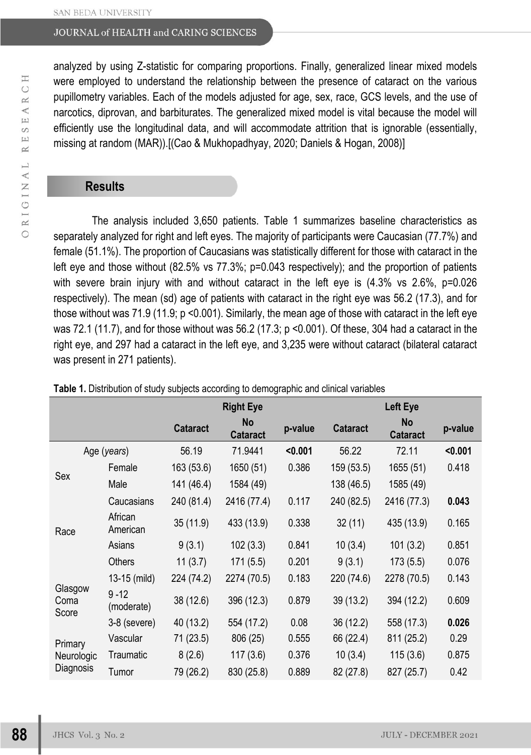analyzed by using Z-statistic for comparing proportions. Finally, generalized linear mixed models were employed to understand the relationship between the presence of cataract on the various pupillometry variables. Each of the models adjusted for age, sex, race, GCS levels, and the use of narcotics, diprovan, and barbiturates. The generalized mixed model is vital because the model will efficiently use the longitudinal data, and will accommodate attrition that is ignorable (essentially, missing at random (MAR)).[(Cao & Mukhopadhyay, 2020; Daniels & Hogan, 2008)]

## Results

The analysis included 3,650 patients. Table 1 summarizes baseline characteristics as separately analyzed for right and left eyes. The majority of participants were Caucasian (77.7%) and female (51.1%). The proportion of Caucasians was statistically different for those with cataract in the left eye and those without (82.5% vs 77.3%; p=0.043 respectively); and the proportion of patients with severe brain injury with and without cataract in the left eye is (4.3% vs 2.6%, p=0.026 respectively). The mean (sd) age of patients with cataract in the right eye was 56.2 (17.3), and for those without was 71.9 (11.9; p <0.001). Similarly, the mean age of those with cataract in the left eye was 72.1 (11.7), and for those without was 56.2 (17.3; p <0.001). Of these, 304 had a cataract in the right eye, and 297 had a cataract in the left eye, and 3,235 were without cataract (bilateral cataract was present in 271 patients).

**Table 1.** Distribution of study subjects according to demographic and clinical variables

| | | Right Eye | | | Left Eye | | |
|---|---|---|---|---|---|---|---|
| | | **Cataract** | **No Cataract** | **p-value** | **Cataract** | **No Cataract** | **p-value** |
| Age (*years*) | | 56.19 | 71.9441 | **<0.001** | 56.22 | 72.11 | **<0.001** |
| Sex | Female | 163 (53.6) | 1650 (51) | 0.386 | 159 (53.5) | 1655 (51) | 0.418 |
| | Male | 141 (46.4) | 1584 (49) | | 138 (46.5) | 1585 (49) | |
| Race | Caucasians | 240 (81.4) | 2416 (77.4) | 0.117 | 240 (82.5) | 2416 (77.3) | **0.043** |
| | African American | 35 (11.9) | 433 (13.9) | 0.338 | 32 (11) | 435 (13.9) | 0.165 |
| | Asians | 9 (3.1) | 102 (3.3) | 0.841 | 10 (3.4) | 101 (3.2) | 0.851 |
| | Others | 11 (3.7) | 171 (5.5) | 0.201 | 9 (3.1) | 173 (5.5) | 0.076 |
| Glasgow Coma Score | 13-15 (mild) | 224 (74.2) | 2274 (70.5) | 0.183 | 220 (74.6) | 2278 (70.5) | 0.143 |
| | 9 -12 (moderate) | 38 (12.6) | 396 (12.3) | 0.879 | 39 (13.2) | 394 (12.2) | 0.609 |
| | 3-8 (severe) | 40 (13.2) | 554 (17.2) | 0.08 | 36 (12.2) | 558 (17.3) | **0.026** |
| Primary Neurologic Diagnosis | Vascular | 71 (23.5) | 806 (25) | 0.555 | 66 (22.4) | 811 (25.2) | 0.29 |
| | Traumatic | 8 (2.6) | 117 (3.6) | 0.376 | 10 (3.4) | 115 (3.6) | 0.875 |
| | Tumor | 79 (26.2) | 830 (25.8) | 0.889 | 82 (27.8) | 827 (25.7) | 0.42 |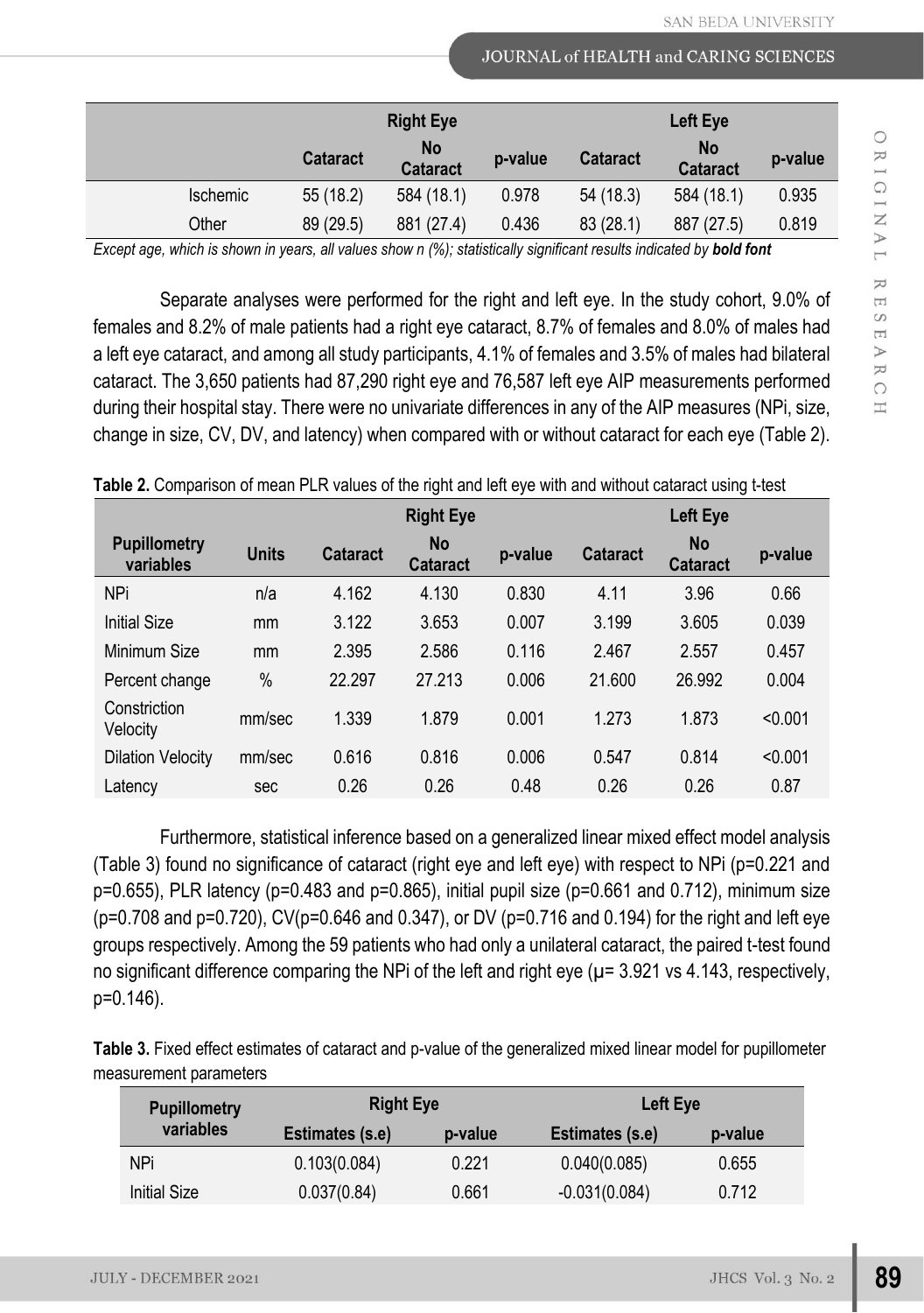| | Right Eye | | | Left Eye | | |
|---|---|---|---|---|---|---|
| | Cataract | No Cataract | p-value | Cataract | No Cataract | p-value |
| Ischemic | 55 (18.2) | 584 (18.1) | 0.978 | 54 (18.3) | 584 (18.1) | 0.935 |
| Other | 89 (29.5) | 881 (27.4) | 0.436 | 83 (28.1) | 887 (27.5) | 0.819 |

*Except age, which is shown in years, all values show n (%); statistically significant results indicated by* ***bold font***

Separate analyses were performed for the right and left eye. In the study cohort, 9.0% of females and 8.2% of male patients had a right eye cataract, 8.7% of females and 8.0% of males had a left eye cataract, and among all study participants, 4.1% of females and 3.5% of males had bilateral cataract. The 3,650 patients had 87,290 right eye and 76,587 left eye AIP measurements performed during their hospital stay. There were no univariate differences in any of the AIP measures (NPi, size, change in size, CV, DV, and latency) when compared with or without cataract for each eye (Table 2).

**Table 2.** Comparison of mean PLR values of the right and left eye with and without cataract using t-test

| | | Right Eye | | | Left Eye | | |
|---|---|---|---|---|---|---|---|
| Pupillometry variables | Units | Cataract | No Cataract | p-value | Cataract | No Cataract | p-value |
| NPi | n/a | 4.162 | 4.130 | 0.830 | 4.11 | 3.96 | 0.66 |
| Initial Size | mm | 3.122 | 3.653 | 0.007 | 3.199 | 3.605 | 0.039 |
| Minimum Size | mm | 2.395 | 2.586 | 0.116 | 2.467 | 2.557 | 0.457 |
| Percent change | % | 22.297 | 27.213 | 0.006 | 21.600 | 26.992 | 0.004 |
| Constriction Velocity | mm/sec | 1.339 | 1.879 | 0.001 | 1.273 | 1.873 | <0.001 |
| Dilation Velocity | mm/sec | 0.616 | 0.816 | 0.006 | 0.547 | 0.814 | <0.001 |
| Latency | sec | 0.26 | 0.26 | 0.48 | 0.26 | 0.26 | 0.87 |

Furthermore, statistical inference based on a generalized linear mixed effect model analysis (Table 3) found no significance of cataract (right eye and left eye) with respect to NPi (p=0.221 and p=0.655), PLR latency (p=0.483 and p=0.865), initial pupil size (p=0.661 and 0.712), minimum size (p=0.708 and p=0.720), CV(p=0.646 and 0.347), or DV (p=0.716 and 0.194) for the right and left eye groups respectively. Among the 59 patients who had only a unilateral cataract, the paired t-test found no significant difference comparing the NPi of the left and right eye (μ= 3.921 vs 4.143, respectively, p=0.146).

**Table 3.** Fixed effect estimates of cataract and p-value of the generalized mixed linear model for pupillometer measurement parameters

| Pupillometry variables | Right Eye | | Left Eye | |
|---|---|---|---|---|
| | Estimates (s.e) | p-value | Estimates (s.e) | p-value |
| NPi | 0.103(0.084) | 0.221 | 0.040(0.085) | 0.655 |
| Initial Size | 0.037(0.84) | 0.661 | -0.031(0.084) | 0.712 |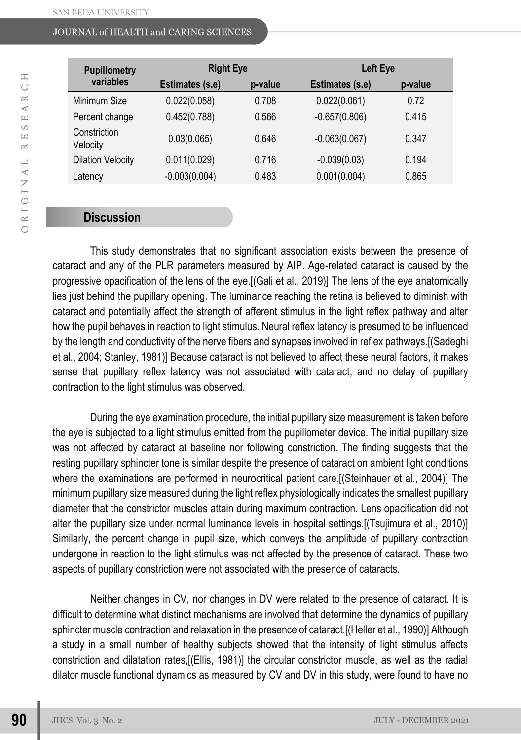| Pupillometry variables | Right Eye | | Left Eye | |
|---|---|---|---|---|
| | Estimates (s.e) | p-value | Estimates (s.e) | p-value |
| Minimum Size | 0.022(0.058) | 0.708 | 0.022(0.061) | 0.72 |
| Percent change | 0.452(0.788) | 0.566 | -0.657(0.806) | 0.415 |
| Constriction Velocity | 0.03(0.065) | 0.646 | -0.063(0.067) | 0.347 |
| Dilation Velocity | 0.011(0.029) | 0.716 | -0.039(0.03) | 0.194 |
| Latency | -0.003(0.004) | 0.483 | 0.001(0.004) | 0.865 |

## Discussion

This study demonstrates that no significant association exists between the presence of cataract and any of the PLR parameters measured by AIP. Age-related cataract is caused by the progressive opacification of the lens of the eye.[(Gali et al., 2019)] The lens of the eye anatomically lies just behind the pupillary opening. The luminance reaching the retina is believed to diminish with cataract and potentially affect the strength of afferent stimulus in the light reflex pathway and alter how the pupil behaves in reaction to light stimulus. Neural reflex latency is presumed to be influenced by the length and conductivity of the nerve fibers and synapses involved in reflex pathways.[(Sadeghi et al., 2004; Stanley, 1981)] Because cataract is not believed to affect these neural factors, it makes sense that pupillary reflex latency was not associated with cataract, and no delay of pupillary contraction to the light stimulus was observed.

During the eye examination procedure, the initial pupillary size measurement is taken before the eye is subjected to a light stimulus emitted from the pupillometer device. The initial pupillary size was not affected by cataract at baseline nor following constriction. The finding suggests that the resting pupillary sphincter tone is similar despite the presence of cataract on ambient light conditions where the examinations are performed in neurocritical patient care.[(Steinhauer et al., 2004)] The minimum pupillary size measured during the light reflex physiologically indicates the smallest pupillary diameter that the constrictor muscles attain during maximum contraction. Lens opacification did not alter the pupillary size under normal luminance levels in hospital settings.[(Tsujimura et al., 2010)] Similarly, the percent change in pupil size, which conveys the amplitude of pupillary contraction undergone in reaction to the light stimulus was not affected by the presence of cataract. These two aspects of pupillary constriction were not associated with the presence of cataracts.

Neither changes in CV, nor changes in DV were related to the presence of cataract. It is difficult to determine what distinct mechanisms are involved that determine the dynamics of pupillary sphincter muscle contraction and relaxation in the presence of cataract.[(Heller et al., 1990)] Although a study in a small number of healthy subjects showed that the intensity of light stimulus affects constriction and dilatation rates,[(Ellis, 1981)] the circular constrictor muscle, as well as the radial dilator muscle functional dynamics as measured by CV and DV in this study, were found to have no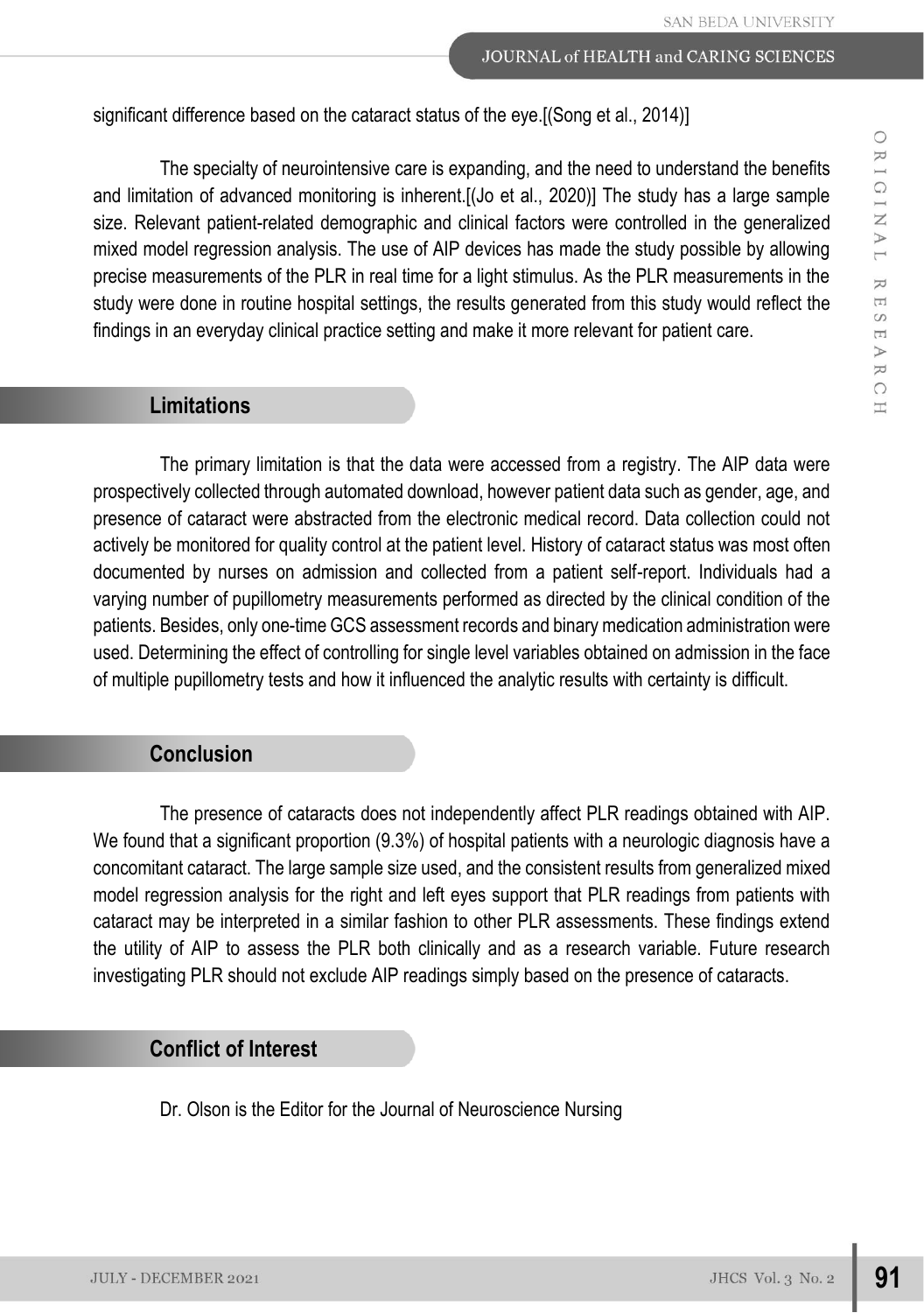significant difference based on the cataract status of the eye.[(Song et al., 2014)]

The specialty of neurointensive care is expanding, and the need to understand the benefits and limitation of advanced monitoring is inherent.[(Jo et al., 2020)] The study has a large sample size. Relevant patient-related demographic and clinical factors were controlled in the generalized mixed model regression analysis. The use of AIP devices has made the study possible by allowing precise measurements of the PLR in real time for a light stimulus. As the PLR measurements in the study were done in routine hospital settings, the results generated from this study would reflect the findings in an everyday clinical practice setting and make it more relevant for patient care.

## Limitations

The primary limitation is that the data were accessed from a registry. The AIP data were prospectively collected through automated download, however patient data such as gender, age, and presence of cataract were abstracted from the electronic medical record. Data collection could not actively be monitored for quality control at the patient level. History of cataract status was most often documented by nurses on admission and collected from a patient self-report. Individuals had a varying number of pupillometry measurements performed as directed by the clinical condition of the patients. Besides, only one-time GCS assessment records and binary medication administration were used. Determining the effect of controlling for single level variables obtained on admission in the face of multiple pupillometry tests and how it influenced the analytic results with certainty is difficult.

## Conclusion

The presence of cataracts does not independently affect PLR readings obtained with AIP. We found that a significant proportion (9.3%) of hospital patients with a neurologic diagnosis have a concomitant cataract. The large sample size used, and the consistent results from generalized mixed model regression analysis for the right and left eyes support that PLR readings from patients with cataract may be interpreted in a similar fashion to other PLR assessments. These findings extend the utility of AIP to assess the PLR both clinically and as a research variable. Future research investigating PLR should not exclude AIP readings simply based on the presence of cataracts.

## Conflict of Interest

Dr. Olson is the Editor for the Journal of Neuroscience Nursing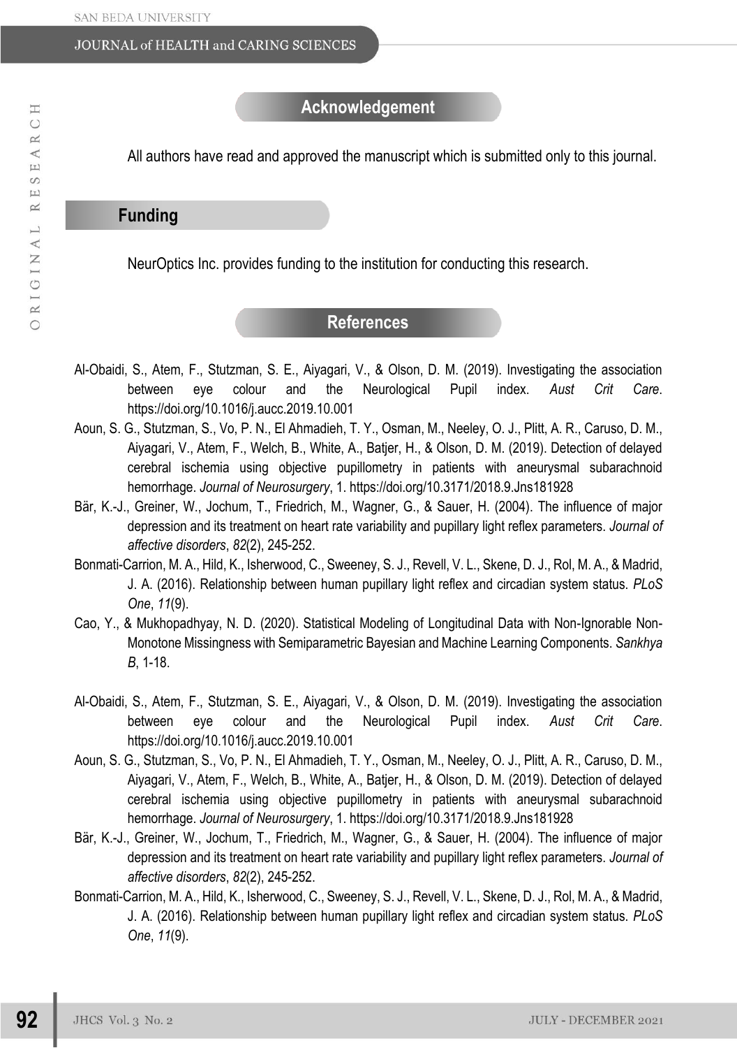## Acknowledgement

All authors have read and approved the manuscript which is submitted only to this journal.

## Funding

NeurOptics Inc. provides funding to the institution for conducting this research.

## References

Al-Obaidi, S., Atem, F., Stutzman, S. E., Aiyagari, V., & Olson, D. M. (2019). Investigating the association between eye colour and the Neurological Pupil index. *Aust Crit Care*. https://doi.org/10.1016/j.aucc.2019.10.001

Aoun, S. G., Stutzman, S., Vo, P. N., El Ahmadieh, T. Y., Osman, M., Neeley, O. J., Plitt, A. R., Caruso, D. M., Aiyagari, V., Atem, F., Welch, B., White, A., Batjer, H., & Olson, D. M. (2019). Detection of delayed cerebral ischemia using objective pupillometry in patients with aneurysmal subarachnoid hemorrhage. *Journal of Neurosurgery*, 1. https://doi.org/10.3171/2018.9.Jns181928

Bär, K.-J., Greiner, W., Jochum, T., Friedrich, M., Wagner, G., & Sauer, H. (2004). The influence of major depression and its treatment on heart rate variability and pupillary light reflex parameters. *Journal of affective disorders*, *82*(2), 245-252.

Bonmati-Carrion, M. A., Hild, K., Isherwood, C., Sweeney, S. J., Revell, V. L., Skene, D. J., Rol, M. A., & Madrid, J. A. (2016). Relationship between human pupillary light reflex and circadian system status. *PLoS One*, *11*(9).

Cao, Y., & Mukhopadhyay, N. D. (2020). Statistical Modeling of Longitudinal Data with Non-Ignorable Non-Monotone Missingness with Semiparametric Bayesian and Machine Learning Components. *Sankhya B*, 1-18.

Al-Obaidi, S., Atem, F., Stutzman, S. E., Aiyagari, V., & Olson, D. M. (2019). Investigating the association between eye colour and the Neurological Pupil index. *Aust Crit Care*. https://doi.org/10.1016/j.aucc.2019.10.001

Aoun, S. G., Stutzman, S., Vo, P. N., El Ahmadieh, T. Y., Osman, M., Neeley, O. J., Plitt, A. R., Caruso, D. M., Aiyagari, V., Atem, F., Welch, B., White, A., Batjer, H., & Olson, D. M. (2019). Detection of delayed cerebral ischemia using objective pupillometry in patients with aneurysmal subarachnoid hemorrhage. *Journal of Neurosurgery*, 1. https://doi.org/10.3171/2018.9.Jns181928

Bär, K.-J., Greiner, W., Jochum, T., Friedrich, M., Wagner, G., & Sauer, H. (2004). The influence of major depression and its treatment on heart rate variability and pupillary light reflex parameters. *Journal of affective disorders*, *82*(2), 245-252.

Bonmati-Carrion, M. A., Hild, K., Isherwood, C., Sweeney, S. J., Revell, V. L., Skene, D. J., Rol, M. A., & Madrid, J. A. (2016). Relationship between human pupillary light reflex and circadian system status. *PLoS One*, *11*(9).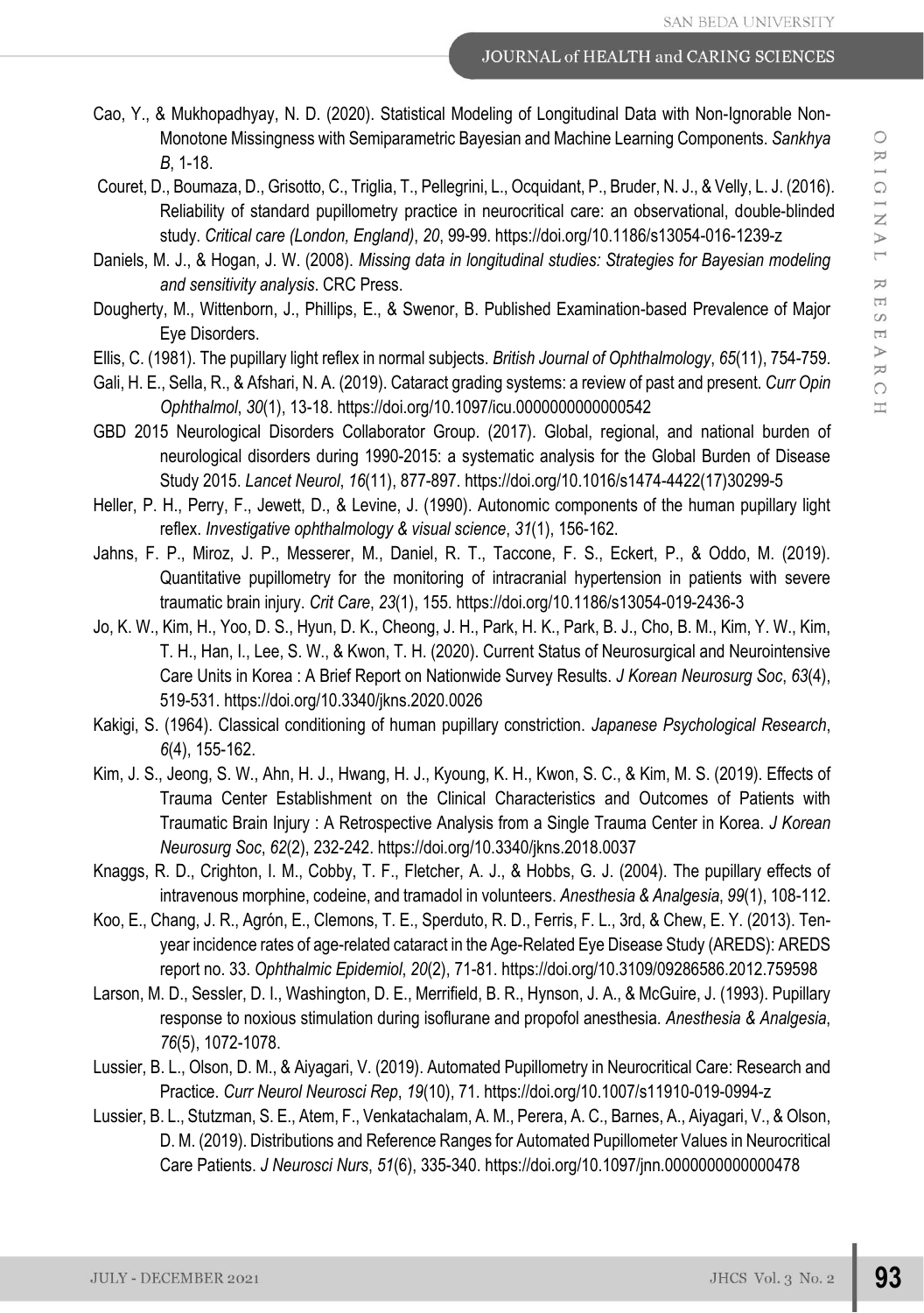Cao, Y., & Mukhopadhyay, N. D. (2020). Statistical Modeling of Longitudinal Data with Non-Ignorable Non-Monotone Missingness with Semiparametric Bayesian and Machine Learning Components. *Sankhya B*, 1-18.

Couret, D., Boumaza, D., Grisotto, C., Triglia, T., Pellegrini, L., Ocquidant, P., Bruder, N. J., & Velly, L. J. (2016). Reliability of standard pupillometry practice in neurocritical care: an observational, double-blinded study. *Critical care (London, England)*, *20*, 99-99. https://doi.org/10.1186/s13054-016-1239-z

Daniels, M. J., & Hogan, J. W. (2008). *Missing data in longitudinal studies: Strategies for Bayesian modeling and sensitivity analysis*. CRC Press.

Dougherty, M., Wittenborn, J., Phillips, E., & Swenor, B. Published Examination-based Prevalence of Major Eye Disorders.

Ellis, C. (1981). The pupillary light reflex in normal subjects. *British Journal of Ophthalmology*, *65*(11), 754-759.

Gali, H. E., Sella, R., & Afshari, N. A. (2019). Cataract grading systems: a review of past and present. *Curr Opin Ophthalmol*, *30*(1), 13-18. https://doi.org/10.1097/icu.0000000000000542

GBD 2015 Neurological Disorders Collaborator Group. (2017). Global, regional, and national burden of neurological disorders during 1990-2015: a systematic analysis for the Global Burden of Disease Study 2015. *Lancet Neurol*, *16*(11), 877-897. https://doi.org/10.1016/s1474-4422(17)30299-5

Heller, P. H., Perry, F., Jewett, D., & Levine, J. (1990). Autonomic components of the human pupillary light reflex. *Investigative ophthalmology & visual science*, *31*(1), 156-162.

Jahns, F. P., Miroz, J. P., Messerer, M., Daniel, R. T., Taccone, F. S., Eckert, P., & Oddo, M. (2019). Quantitative pupillometry for the monitoring of intracranial hypertension in patients with severe traumatic brain injury. *Crit Care*, *23*(1), 155. https://doi.org/10.1186/s13054-019-2436-3

Jo, K. W., Kim, H., Yoo, D. S., Hyun, D. K., Cheong, J. H., Park, H. K., Park, B. J., Cho, B. M., Kim, Y. W., Kim, T. H., Han, I., Lee, S. W., & Kwon, T. H. (2020). Current Status of Neurosurgical and Neurointensive Care Units in Korea : A Brief Report on Nationwide Survey Results. *J Korean Neurosurg Soc*, *63*(4), 519-531. https://doi.org/10.3340/jkns.2020.0026

Kakigi, S. (1964). Classical conditioning of human pupillary constriction. *Japanese Psychological Research*, *6*(4), 155-162.

Kim, J. S., Jeong, S. W., Ahn, H. J., Hwang, H. J., Kyoung, K. H., Kwon, S. C., & Kim, M. S. (2019). Effects of Trauma Center Establishment on the Clinical Characteristics and Outcomes of Patients with Traumatic Brain Injury : A Retrospective Analysis from a Single Trauma Center in Korea. *J Korean Neurosurg Soc*, *62*(2), 232-242. https://doi.org/10.3340/jkns.2018.0037

Knaggs, R. D., Crighton, I. M., Cobby, T. F., Fletcher, A. J., & Hobbs, G. J. (2004). The pupillary effects of intravenous morphine, codeine, and tramadol in volunteers. *Anesthesia & Analgesia*, *99*(1), 108-112.

Koo, E., Chang, J. R., Agrón, E., Clemons, T. E., Sperduto, R. D., Ferris, F. L., 3rd, & Chew, E. Y. (2013). Ten-year incidence rates of age-related cataract in the Age-Related Eye Disease Study (AREDS): AREDS report no. 33. *Ophthalmic Epidemiol*, *20*(2), 71-81. https://doi.org/10.3109/09286586.2012.759598

Larson, M. D., Sessler, D. I., Washington, D. E., Merrifield, B. R., Hynson, J. A., & McGuire, J. (1993). Pupillary response to noxious stimulation during isoflurane and propofol anesthesia. *Anesthesia & Analgesia*, *76*(5), 1072-1078.

Lussier, B. L., Olson, D. M., & Aiyagari, V. (2019). Automated Pupillometry in Neurocritical Care: Research and Practice. *Curr Neurol Neurosci Rep*, *19*(10), 71. https://doi.org/10.1007/s11910-019-0994-z

Lussier, B. L., Stutzman, S. E., Atem, F., Venkatachalam, A. M., Perera, A. C., Barnes, A., Aiyagari, V., & Olson, D. M. (2019). Distributions and Reference Ranges for Automated Pupillometer Values in Neurocritical Care Patients. *J Neurosci Nurs*, *51*(6), 335-340. https://doi.org/10.1097/jnn.0000000000000478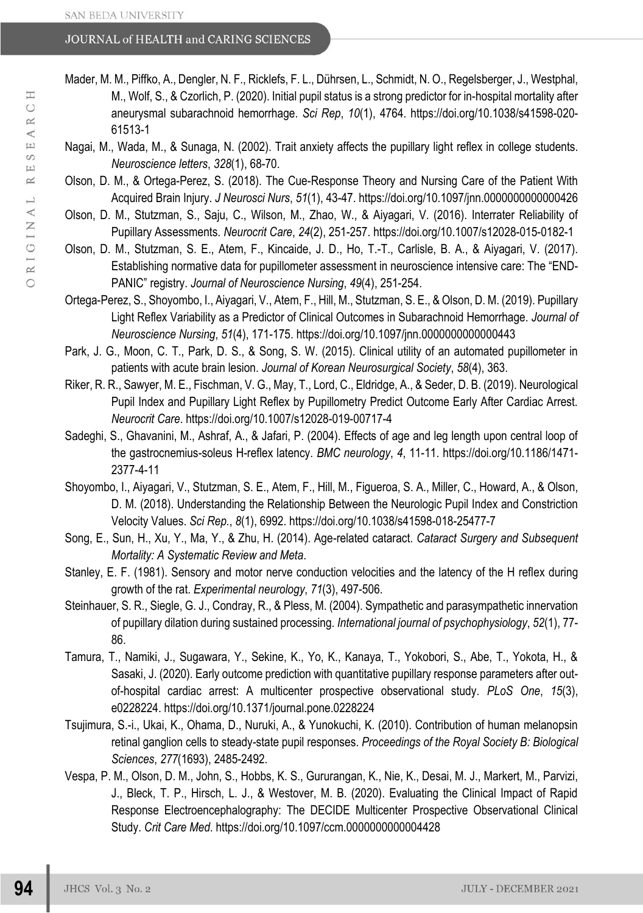Mader, M. M., Piffko, A., Dengler, N. F., Ricklefs, F. L., Dührsen, L., Schmidt, N. O., Regelsberger, J., Westphal, M., Wolf, S., & Czorlich, P. (2020). Initial pupil status is a strong predictor for in-hospital mortality after aneurysmal subarachnoid hemorrhage. *Sci Rep*, *10*(1), 4764. https://doi.org/10.1038/s41598-020-61513-1

Nagai, M., Wada, M., & Sunaga, N. (2002). Trait anxiety affects the pupillary light reflex in college students. *Neuroscience letters*, *328*(1), 68-70.

Olson, D. M., & Ortega-Perez, S. (2018). The Cue-Response Theory and Nursing Care of the Patient With Acquired Brain Injury. *J Neurosci Nurs*, *51*(1), 43-47. https://doi.org/10.1097/jnn.0000000000000426

Olson, D. M., Stutzman, S., Saju, C., Wilson, M., Zhao, W., & Aiyagari, V. (2016). Interrater Reliability of Pupillary Assessments. *Neurocrit Care*, *24*(2), 251-257. https://doi.org/10.1007/s12028-015-0182-1

Olson, D. M., Stutzman, S. E., Atem, F., Kincaide, J. D., Ho, T.-T., Carlisle, B. A., & Aiyagari, V. (2017). Establishing normative data for pupillometer assessment in neuroscience intensive care: The "END-PANIC" registry. *Journal of Neuroscience Nursing*, *49*(4), 251-254.

Ortega-Perez, S., Shoyombo, I., Aiyagari, V., Atem, F., Hill, M., Stutzman, S. E., & Olson, D. M. (2019). Pupillary Light Reflex Variability as a Predictor of Clinical Outcomes in Subarachnoid Hemorrhage. *Journal of Neuroscience Nursing*, *51*(4), 171-175. https://doi.org/10.1097/jnn.0000000000000443

Park, J. G., Moon, C. T., Park, D. S., & Song, S. W. (2015). Clinical utility of an automated pupillometer in patients with acute brain lesion. *Journal of Korean Neurosurgical Society*, *58*(4), 363.

Riker, R. R., Sawyer, M. E., Fischman, V. G., May, T., Lord, C., Eldridge, A., & Seder, D. B. (2019). Neurological Pupil Index and Pupillary Light Reflex by Pupillometry Predict Outcome Early After Cardiac Arrest. *Neurocrit Care*. https://doi.org/10.1007/s12028-019-00717-4

Sadeghi, S., Ghavanini, M., Ashraf, A., & Jafari, P. (2004). Effects of age and leg length upon central loop of the gastrocnemius-soleus H-reflex latency. *BMC neurology*, *4*, 11-11. https://doi.org/10.1186/1471-2377-4-11

Shoyombo, I., Aiyagari, V., Stutzman, S. E., Atem, F., Hill, M., Figueroa, S. A., Miller, C., Howard, A., & Olson, D. M. (2018). Understanding the Relationship Between the Neurologic Pupil Index and Constriction Velocity Values. *Sci Rep.*, *8*(1), 6992. https://doi.org/10.1038/s41598-018-25477-7

Song, E., Sun, H., Xu, Y., Ma, Y., & Zhu, H. (2014). Age-related cataract. *Cataract Surgery and Subsequent Mortality: A Systematic Review and Meta*.

Stanley, E. F. (1981). Sensory and motor nerve conduction velocities and the latency of the H reflex during growth of the rat. *Experimental neurology*, *71*(3), 497-506.

Steinhauer, S. R., Siegle, G. J., Condray, R., & Pless, M. (2004). Sympathetic and parasympathetic innervation of pupillary dilation during sustained processing. *International journal of psychophysiology*, *52*(1), 77-86.

Tamura, T., Namiki, J., Sugawara, Y., Sekine, K., Yo, K., Kanaya, T., Yokobori, S., Abe, T., Yokota, H., & Sasaki, J. (2020). Early outcome prediction with quantitative pupillary response parameters after out-of-hospital cardiac arrest: A multicenter prospective observational study. *PLoS One*, *15*(3), e0228224. https://doi.org/10.1371/journal.pone.0228224

Tsujimura, S.-i., Ukai, K., Ohama, D., Nuruki, A., & Yunokuchi, K. (2010). Contribution of human melanopsin retinal ganglion cells to steady-state pupil responses. *Proceedings of the Royal Society B: Biological Sciences*, *277*(1693), 2485-2492.

Vespa, P. M., Olson, D. M., John, S., Hobbs, K. S., Gururangan, K., Nie, K., Desai, M. J., Markert, M., Parvizi, J., Bleck, T. P., Hirsch, L. J., & Westover, M. B. (2020). Evaluating the Clinical Impact of Rapid Response Electroencephalography: The DECIDE Multicenter Prospective Observational Clinical Study. *Crit Care Med*. https://doi.org/10.1097/ccm.0000000000004428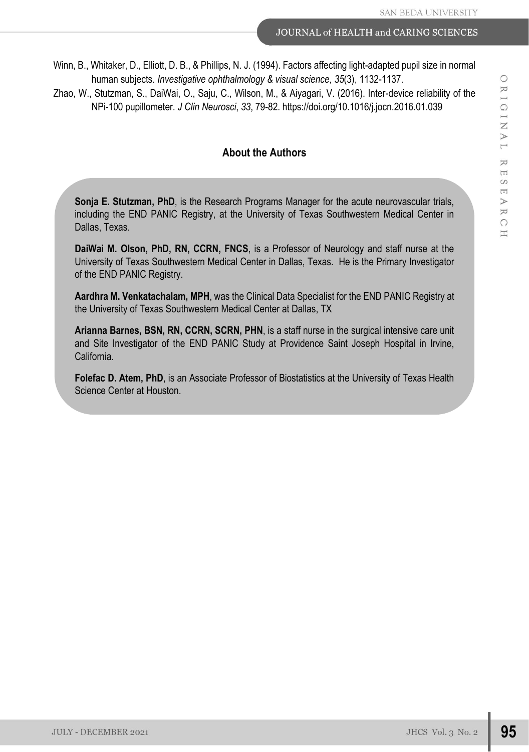Winn, B., Whitaker, D., Elliott, D. B., & Phillips, N. J. (1994). Factors affecting light-adapted pupil size in normal human subjects. *Investigative ophthalmology & visual science*, *35*(3), 1132-1137.

Zhao, W., Stutzman, S., DaiWai, O., Saju, C., Wilson, M., & Aiyagari, V. (2016). Inter-device reliability of the NPi-100 pupillometer. *J Clin Neurosci*, *33*, 79-82. https://doi.org/10.1016/j.jocn.2016.01.039

## About the Authors

**Sonja E. Stutzman, PhD**, is the Research Programs Manager for the acute neurovascular trials, including the END PANIC Registry, at the University of Texas Southwestern Medical Center in Dallas, Texas.

**DaiWai M. Olson, PhD, RN, CCRN, FNCS**, is a Professor of Neurology and staff nurse at the University of Texas Southwestern Medical Center in Dallas, Texas. He is the Primary Investigator of the END PANIC Registry.

**Aardhra M. Venkatachalam, MPH**, was the Clinical Data Specialist for the END PANIC Registry at the University of Texas Southwestern Medical Center at Dallas, TX

**Arianna Barnes, BSN, RN, CCRN, SCRN, PHN**, is a staff nurse in the surgical intensive care unit and Site Investigator of the END PANIC Study at Providence Saint Joseph Hospital in Irvine, California.

**Folefac D. Atem, PhD**, is an Associate Professor of Biostatistics at the University of Texas Health Science Center at Houston.